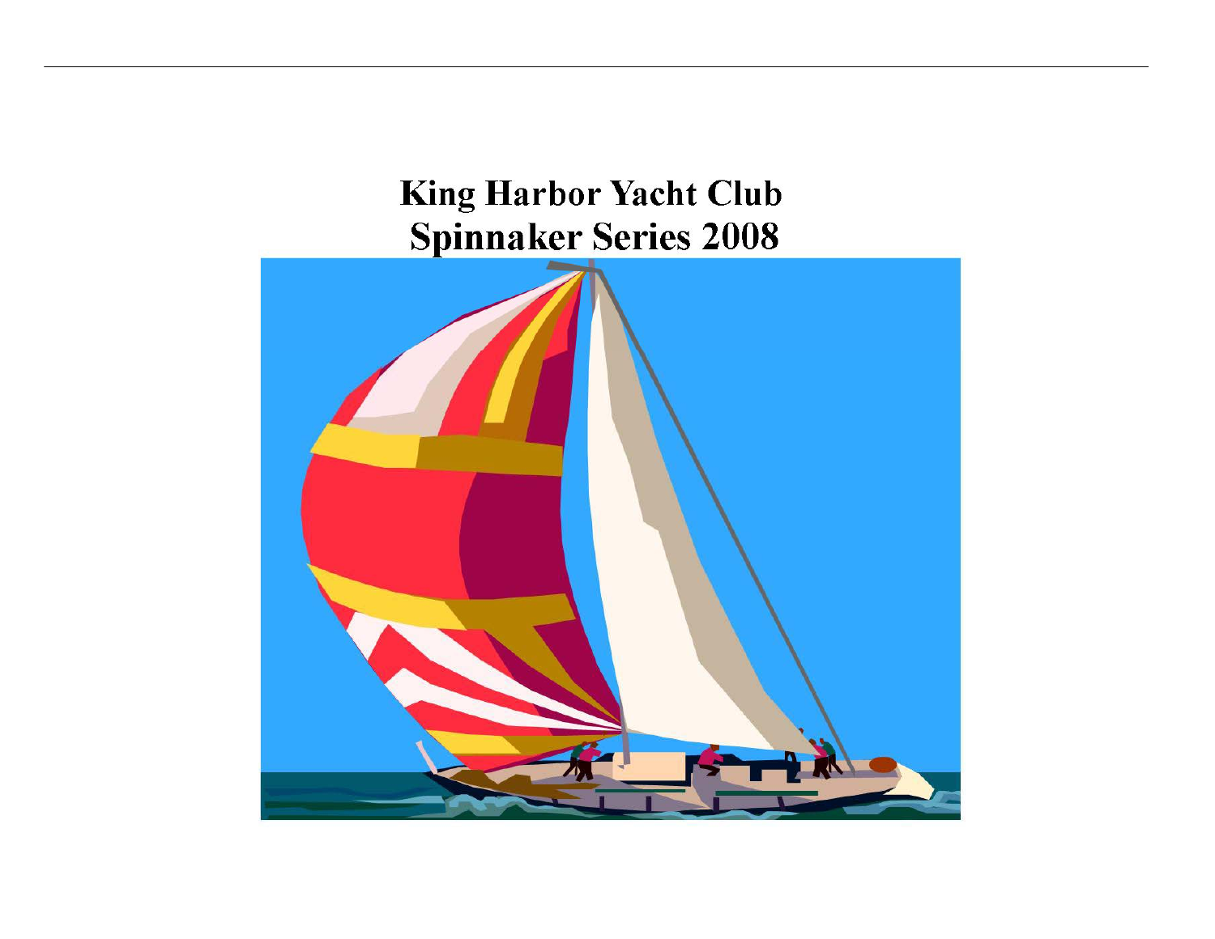# King Harbor Yacht Club
# Spinnaker Series 2008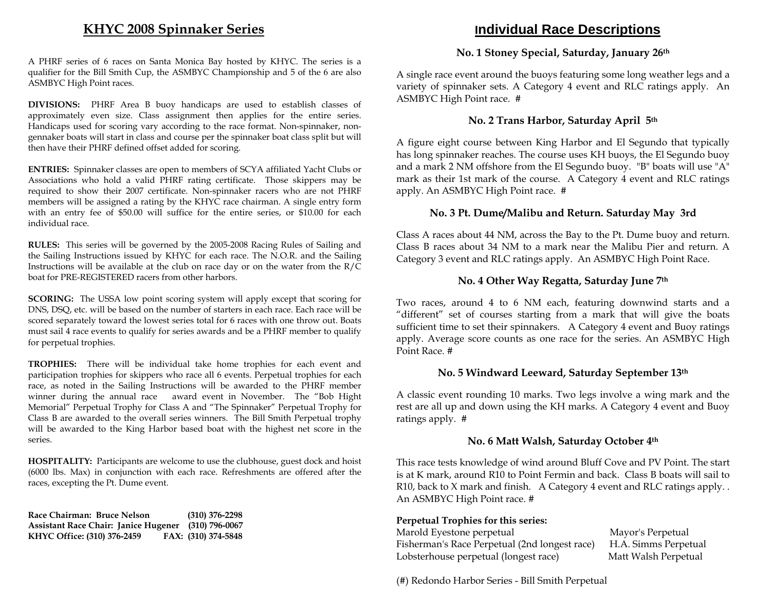# KHYC 2008 Spinnaker Series

A PHRF series of 6 races on Santa Monica Bay hosted by KHYC. The series is a qualifier for the Bill Smith Cup, the ASMBYC Championship and 5 of the 6 are also ASMBYC High Point races.

**DIVISIONS:** PHRF Area B buoy handicaps are used to establish classes of approximately even size. Class assignment then applies for the entire series. Handicaps used for scoring vary according to the race format. Non-spinnaker, non-gennaker boats will start in class and course per the spinnaker boat class split but will then have their PHRF defined offset added for scoring.

**ENTRIES:** Spinnaker classes are open to members of SCYA affiliated Yacht Clubs or Associations who hold a valid PHRF rating certificate. Those skippers may be required to show their 2007 certificate. Non-spinnaker racers who are not PHRF members will be assigned a rating by the KHYC race chairman. A single entry form with an entry fee of $50.00 will suffice for the entire series, or $10.00 for each individual race.

**RULES:** This series will be governed by the 2005-2008 Racing Rules of Sailing and the Sailing Instructions issued by KHYC for each race. The N.O.R. and the Sailing Instructions will be available at the club on race day or on the water from the R/C boat for PRE-REGISTERED racers from other harbors.

**SCORING:** The USSA low point scoring system will apply except that scoring for DNS, DSQ, etc. will be based on the number of starters in each race. Each race will be scored separately toward the lowest series total for 6 races with one throw out. Boats must sail 4 race events to qualify for series awards and be a PHRF member to qualify for perpetual trophies.

**TROPHIES:** There will be individual take home trophies for each event and participation trophies for skippers who race all 6 events. Perpetual trophies for each race, as noted in the Sailing Instructions will be awarded to the PHRF member winner during the annual race award event in November. The "Bob Hight Memorial" Perpetual Trophy for Class A and "The Spinnaker" Perpetual Trophy for Class B are awarded to the overall series winners. The Bill Smith Perpetual trophy will be awarded to the King Harbor based boat with the highest net score in the series.

**HOSPITALITY:** Participants are welcome to use the clubhouse, guest dock and hoist (6000 lbs. Max) in conjunction with each race. Refreshments are offered after the races, excepting the Pt. Dume event.

**Race Chairman: Bruce Nelson (310) 376-2298**
**Assistant Race Chair: Janice Hugener (310) 796-0067**
**KHYC Office: (310) 376-2459 FAX: (310) 374-5848**

# Individual Race Descriptions

### No. 1 Stoney Special, Saturday, January 26th

A single race event around the buoys featuring some long weather legs and a variety of spinnaker sets. A Category 4 event and RLC ratings apply. An ASMBYC High Point race. #

### No. 2 Trans Harbor, Saturday April 5th

A figure eight course between King Harbor and El Segundo that typically has long spinnaker reaches. The course uses KH buoys, the El Segundo buoy and a mark 2 NM offshore from the El Segundo buoy. "B" boats will use "A" mark as their 1st mark of the course. A Category 4 event and RLC ratings apply. An ASMBYC High Point race. #

### No. 3 Pt. Dume/Malibu and Return. Saturday May 3rd

Class A races about 44 NM, across the Bay to the Pt. Dume buoy and return. Class B races about 34 NM to a mark near the Malibu Pier and return. A Category 3 event and RLC ratings apply. An ASMBYC High Point Race.

### No. 4 Other Way Regatta, Saturday June 7th

Two races, around 4 to 6 NM each, featuring downwind starts and a "different" set of courses starting from a mark that will give the boats sufficient time to set their spinnakers. A Category 4 event and Buoy ratings apply. Average score counts as one race for the series. An ASMBYC High Point Race. #

### No. 5 Windward Leeward, Saturday September 13th

A classic event rounding 10 marks. Two legs involve a wing mark and the rest are all up and down using the KH marks. A Category 4 event and Buoy ratings apply. #

### No. 6 Matt Walsh, Saturday October 4th

This race tests knowledge of wind around Bluff Cove and PV Point. The start is at K mark, around R10 to Point Fermin and back. Class B boats will sail to R10, back to X mark and finish. A Category 4 event and RLC ratings apply. . An ASMBYC High Point race. #

**Perpetual Trophies for this series:**

| | |
|---|---|
| Marold Eyestone perpetual | Mayor's Perpetual |
| Fisherman's Race Perpetual (2nd longest race) | H.A. Simms Perpetual |
| Lobsterhouse perpetual (longest race) | Matt Walsh Perpetual |

(#) Redondo Harbor Series - Bill Smith Perpetual